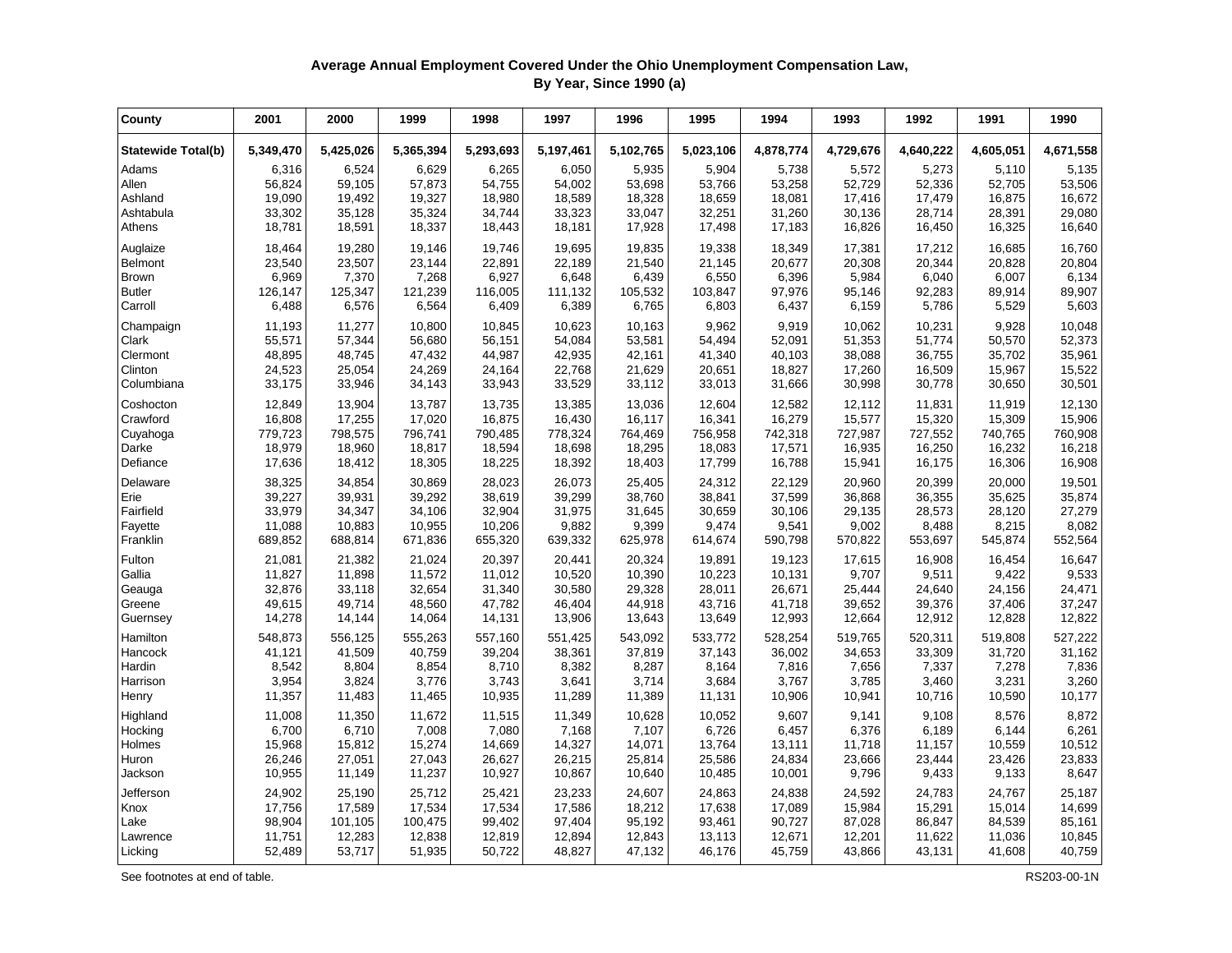## Average Annual Employment Covered Under the Ohio Unemployment Compensation Law, By Year, Since 1990 (a)

| County | 2001 | 2000 | 1999 | 1998 | 1997 | 1996 | 1995 | 1994 | 1993 | 1992 | 1991 | 1990 |
|---|---|---|---|---|---|---|---|---|---|---|---|---|
| **Statewide Total(b)** | **5,349,470** | **5,425,026** | **5,365,394** | **5,293,693** | **5,197,461** | **5,102,765** | **5,023,106** | **4,878,774** | **4,729,676** | **4,640,222** | **4,605,051** | **4,671,558** |
| Adams | 6,316 | 6,524 | 6,629 | 6,265 | 6,050 | 5,935 | 5,904 | 5,738 | 5,572 | 5,273 | 5,110 | 5,135 |
| Allen | 56,824 | 59,105 | 57,873 | 54,755 | 54,002 | 53,698 | 53,766 | 53,258 | 52,729 | 52,336 | 52,705 | 53,506 |
| Ashland | 19,090 | 19,492 | 19,327 | 18,980 | 18,589 | 18,328 | 18,659 | 18,081 | 17,416 | 17,479 | 16,875 | 16,672 |
| Ashtabula | 33,302 | 35,128 | 35,324 | 34,744 | 33,323 | 33,047 | 32,251 | 31,260 | 30,136 | 28,714 | 28,391 | 29,080 |
| Athens | 18,781 | 18,591 | 18,337 | 18,443 | 18,181 | 17,928 | 17,498 | 17,183 | 16,826 | 16,450 | 16,325 | 16,640 |
| Auglaize | 18,464 | 19,280 | 19,146 | 19,746 | 19,695 | 19,835 | 19,338 | 18,349 | 17,381 | 17,212 | 16,685 | 16,760 |
| Belmont | 23,540 | 23,507 | 23,144 | 22,891 | 22,189 | 21,540 | 21,145 | 20,677 | 20,308 | 20,344 | 20,828 | 20,804 |
| Brown | 6,969 | 7,370 | 7,268 | 6,927 | 6,648 | 6,439 | 6,550 | 6,396 | 5,984 | 6,040 | 6,007 | 6,134 |
| Butler | 126,147 | 125,347 | 121,239 | 116,005 | 111,132 | 105,532 | 103,847 | 97,976 | 95,146 | 92,283 | 89,914 | 89,907 |
| Carroll | 6,488 | 6,576 | 6,564 | 6,409 | 6,389 | 6,765 | 6,803 | 6,437 | 6,159 | 5,786 | 5,529 | 5,603 |
| Champaign | 11,193 | 11,277 | 10,800 | 10,845 | 10,623 | 10,163 | 9,962 | 9,919 | 10,062 | 10,231 | 9,928 | 10,048 |
| Clark | 55,571 | 57,344 | 56,680 | 56,151 | 54,084 | 53,581 | 54,494 | 52,091 | 51,353 | 51,774 | 50,570 | 52,373 |
| Clermont | 48,895 | 48,745 | 47,432 | 44,987 | 42,935 | 42,161 | 41,340 | 40,103 | 38,088 | 36,755 | 35,702 | 35,961 |
| Clinton | 24,523 | 25,054 | 24,269 | 24,164 | 22,768 | 21,629 | 20,651 | 18,827 | 17,260 | 16,509 | 15,967 | 15,522 |
| Columbiana | 33,175 | 33,946 | 34,143 | 33,943 | 33,529 | 33,112 | 33,013 | 31,666 | 30,998 | 30,778 | 30,650 | 30,501 |
| Coshocton | 12,849 | 13,904 | 13,787 | 13,735 | 13,385 | 13,036 | 12,604 | 12,582 | 12,112 | 11,831 | 11,919 | 12,130 |
| Crawford | 16,808 | 17,255 | 17,020 | 16,875 | 16,430 | 16,117 | 16,341 | 16,279 | 15,577 | 15,320 | 15,309 | 15,906 |
| Cuyahoga | 779,723 | 798,575 | 796,741 | 790,485 | 778,324 | 764,469 | 756,958 | 742,318 | 727,987 | 727,552 | 740,765 | 760,908 |
| Darke | 18,979 | 18,960 | 18,817 | 18,594 | 18,698 | 18,295 | 18,083 | 17,571 | 16,935 | 16,250 | 16,232 | 16,218 |
| Defiance | 17,636 | 18,412 | 18,305 | 18,225 | 18,392 | 18,403 | 17,799 | 16,788 | 15,941 | 16,175 | 16,306 | 16,908 |
| Delaware | 38,325 | 34,854 | 30,869 | 28,023 | 26,073 | 25,405 | 24,312 | 22,129 | 20,960 | 20,399 | 20,000 | 19,501 |
| Erie | 39,227 | 39,931 | 39,292 | 38,619 | 39,299 | 38,760 | 38,841 | 37,599 | 36,868 | 36,355 | 35,625 | 35,874 |
| Fairfield | 33,979 | 34,347 | 34,106 | 32,904 | 31,975 | 31,645 | 30,659 | 30,106 | 29,135 | 28,573 | 28,120 | 27,279 |
| Fayette | 11,088 | 10,883 | 10,955 | 10,206 | 9,882 | 9,399 | 9,474 | 9,541 | 9,002 | 8,488 | 8,215 | 8,082 |
| Franklin | 689,852 | 688,814 | 671,836 | 655,320 | 639,332 | 625,978 | 614,674 | 590,798 | 570,822 | 553,697 | 545,874 | 552,564 |
| Fulton | 21,081 | 21,382 | 21,024 | 20,397 | 20,441 | 20,324 | 19,891 | 19,123 | 17,615 | 16,908 | 16,454 | 16,647 |
| Gallia | 11,827 | 11,898 | 11,572 | 11,012 | 10,520 | 10,390 | 10,223 | 10,131 | 9,707 | 9,511 | 9,422 | 9,533 |
| Geauga | 32,876 | 33,118 | 32,654 | 31,340 | 30,580 | 29,328 | 28,011 | 26,671 | 25,444 | 24,640 | 24,156 | 24,471 |
| Greene | 49,615 | 49,714 | 48,560 | 47,782 | 46,404 | 44,918 | 43,716 | 41,718 | 39,652 | 39,376 | 37,406 | 37,247 |
| Guernsey | 14,278 | 14,144 | 14,064 | 14,131 | 13,906 | 13,643 | 13,649 | 12,993 | 12,664 | 12,912 | 12,828 | 12,822 |
| Hamilton | 548,873 | 556,125 | 555,263 | 557,160 | 551,425 | 543,092 | 533,772 | 528,254 | 519,765 | 520,311 | 519,808 | 527,222 |
| Hancock | 41,121 | 41,509 | 40,759 | 39,204 | 38,361 | 37,819 | 37,143 | 36,002 | 34,653 | 33,309 | 31,720 | 31,162 |
| Hardin | 8,542 | 8,804 | 8,854 | 8,710 | 8,382 | 8,287 | 8,164 | 7,816 | 7,656 | 7,337 | 7,278 | 7,836 |
| Harrison | 3,954 | 3,824 | 3,776 | 3,743 | 3,641 | 3,714 | 3,684 | 3,767 | 3,785 | 3,460 | 3,231 | 3,260 |
| Henry | 11,357 | 11,483 | 11,465 | 10,935 | 11,289 | 11,389 | 11,131 | 10,906 | 10,941 | 10,716 | 10,590 | 10,177 |
| Highland | 11,008 | 11,350 | 11,672 | 11,515 | 11,349 | 10,628 | 10,052 | 9,607 | 9,141 | 9,108 | 8,576 | 8,872 |
| Hocking | 6,700 | 6,710 | 7,008 | 7,080 | 7,168 | 7,107 | 6,726 | 6,457 | 6,376 | 6,189 | 6,144 | 6,261 |
| Holmes | 15,968 | 15,812 | 15,274 | 14,669 | 14,327 | 14,071 | 13,764 | 13,111 | 11,718 | 11,157 | 10,559 | 10,512 |
| Huron | 26,246 | 27,051 | 27,043 | 26,627 | 26,215 | 25,814 | 25,586 | 24,834 | 23,666 | 23,444 | 23,426 | 23,833 |
| Jackson | 10,955 | 11,149 | 11,237 | 10,927 | 10,867 | 10,640 | 10,485 | 10,001 | 9,796 | 9,433 | 9,133 | 8,647 |
| Jefferson | 24,902 | 25,190 | 25,712 | 25,421 | 23,233 | 24,607 | 24,863 | 24,838 | 24,592 | 24,783 | 24,767 | 25,187 |
| Knox | 17,756 | 17,589 | 17,534 | 17,534 | 17,586 | 18,212 | 17,638 | 17,089 | 15,984 | 15,291 | 15,014 | 14,699 |
| Lake | 98,904 | 101,105 | 100,475 | 99,402 | 97,404 | 95,192 | 93,461 | 90,727 | 87,028 | 86,847 | 84,539 | 85,161 |
| Lawrence | 11,751 | 12,283 | 12,838 | 12,819 | 12,894 | 12,843 | 13,113 | 12,671 | 12,201 | 11,622 | 11,036 | 10,845 |
| Licking | 52,489 | 53,717 | 51,935 | 50,722 | 48,827 | 47,132 | 46,176 | 45,759 | 43,866 | 43,131 | 41,608 | 40,759 |

See footnotes at end of table.

RS203-00-1N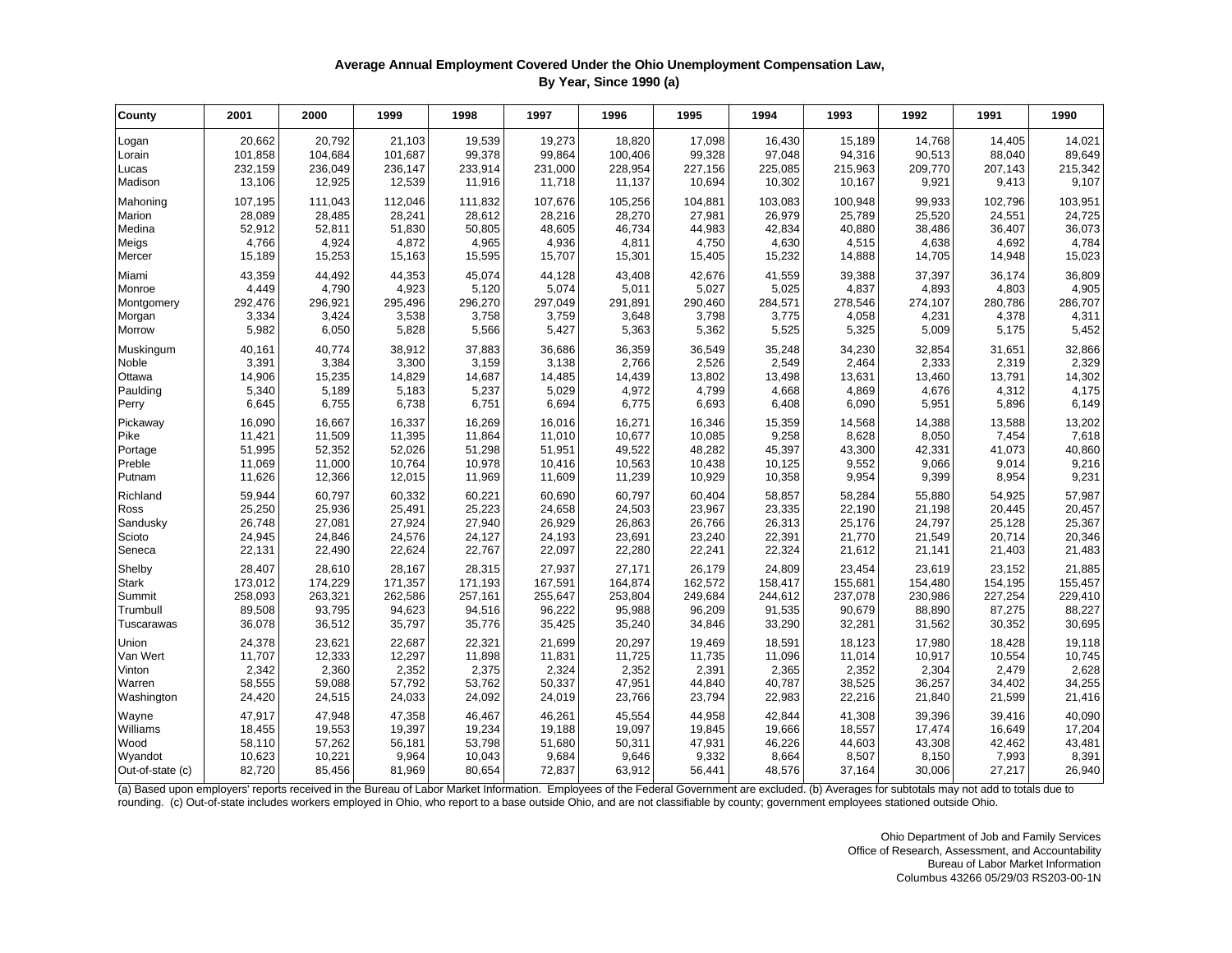**Average Annual Employment Covered Under the Ohio Unemployment Compensation Law, By Year, Since 1990 (a)**

| County | 2001 | 2000 | 1999 | 1998 | 1997 | 1996 | 1995 | 1994 | 1993 | 1992 | 1991 | 1990 |
|---|---|---|---|---|---|---|---|---|---|---|---|---|
| Logan | 20,662 | 20,792 | 21,103 | 19,539 | 19,273 | 18,820 | 17,098 | 16,430 | 15,189 | 14,768 | 14,405 | 14,021 |
| Lorain | 101,858 | 104,684 | 101,687 | 99,378 | 99,864 | 100,406 | 99,328 | 97,048 | 94,316 | 90,513 | 88,040 | 89,649 |
| Lucas | 232,159 | 236,049 | 236,147 | 233,914 | 231,000 | 228,954 | 227,156 | 225,085 | 215,963 | 209,770 | 207,143 | 215,342 |
| Madison | 13,106 | 12,925 | 12,539 | 11,916 | 11,718 | 11,137 | 10,694 | 10,302 | 10,167 | 9,921 | 9,413 | 9,107 |
| Mahoning | 107,195 | 111,043 | 112,046 | 111,832 | 107,676 | 105,256 | 104,881 | 103,083 | 100,948 | 99,933 | 102,796 | 103,951 |
| Marion | 28,089 | 28,485 | 28,241 | 28,612 | 28,216 | 28,270 | 27,981 | 26,979 | 25,789 | 25,520 | 24,551 | 24,725 |
| Medina | 52,912 | 52,811 | 51,830 | 50,805 | 48,605 | 46,734 | 44,983 | 42,834 | 40,880 | 38,486 | 36,407 | 36,073 |
| Meigs | 4,766 | 4,924 | 4,872 | 4,965 | 4,936 | 4,811 | 4,750 | 4,630 | 4,515 | 4,638 | 4,692 | 4,784 |
| Mercer | 15,189 | 15,253 | 15,163 | 15,595 | 15,707 | 15,301 | 15,405 | 15,232 | 14,888 | 14,705 | 14,948 | 15,023 |
| Miami | 43,359 | 44,492 | 44,353 | 45,074 | 44,128 | 43,408 | 42,676 | 41,559 | 39,388 | 37,397 | 36,174 | 36,809 |
| Monroe | 4,449 | 4,790 | 4,923 | 5,120 | 5,074 | 5,011 | 5,027 | 5,025 | 4,837 | 4,893 | 4,803 | 4,905 |
| Montgomery | 292,476 | 296,921 | 295,496 | 296,270 | 297,049 | 291,891 | 290,460 | 284,571 | 278,546 | 274,107 | 280,786 | 286,707 |
| Morgan | 3,334 | 3,424 | 3,538 | 3,758 | 3,759 | 3,648 | 3,798 | 3,775 | 4,058 | 4,231 | 4,378 | 4,311 |
| Morrow | 5,982 | 6,050 | 5,828 | 5,566 | 5,427 | 5,363 | 5,362 | 5,525 | 5,325 | 5,009 | 5,175 | 5,452 |
| Muskingum | 40,161 | 40,774 | 38,912 | 37,883 | 36,686 | 36,359 | 36,549 | 35,248 | 34,230 | 32,854 | 31,651 | 32,866 |
| Noble | 3,391 | 3,384 | 3,300 | 3,159 | 3,138 | 2,766 | 2,526 | 2,549 | 2,464 | 2,333 | 2,319 | 2,329 |
| Ottawa | 14,906 | 15,235 | 14,829 | 14,687 | 14,485 | 14,439 | 13,802 | 13,498 | 13,631 | 13,460 | 13,791 | 14,302 |
| Paulding | 5,340 | 5,189 | 5,183 | 5,237 | 5,029 | 4,972 | 4,799 | 4,668 | 4,869 | 4,676 | 4,312 | 4,175 |
| Perry | 6,645 | 6,755 | 6,738 | 6,751 | 6,694 | 6,775 | 6,693 | 6,408 | 6,090 | 5,951 | 5,896 | 6,149 |
| Pickaway | 16,090 | 16,667 | 16,337 | 16,269 | 16,016 | 16,271 | 16,346 | 15,359 | 14,568 | 14,388 | 13,588 | 13,202 |
| Pike | 11,421 | 11,509 | 11,395 | 11,864 | 11,010 | 10,677 | 10,085 | 9,258 | 8,628 | 8,050 | 7,454 | 7,618 |
| Portage | 51,995 | 52,352 | 52,026 | 51,298 | 51,951 | 49,522 | 48,282 | 45,397 | 43,300 | 42,331 | 41,073 | 40,860 |
| Preble | 11,069 | 11,000 | 10,764 | 10,978 | 10,416 | 10,563 | 10,438 | 10,125 | 9,552 | 9,066 | 9,014 | 9,216 |
| Putnam | 11,626 | 12,366 | 12,015 | 11,969 | 11,609 | 11,239 | 10,929 | 10,358 | 9,954 | 9,399 | 8,954 | 9,231 |
| Richland | 59,944 | 60,797 | 60,332 | 60,221 | 60,690 | 60,797 | 60,404 | 58,857 | 58,284 | 55,880 | 54,925 | 57,987 |
| Ross | 25,250 | 25,936 | 25,491 | 25,223 | 24,658 | 24,503 | 23,967 | 23,335 | 22,190 | 21,198 | 20,445 | 20,457 |
| Sandusky | 26,748 | 27,081 | 27,924 | 27,940 | 26,929 | 26,863 | 26,766 | 26,313 | 25,176 | 24,797 | 25,128 | 25,367 |
| Scioto | 24,945 | 24,846 | 24,576 | 24,127 | 24,193 | 23,691 | 23,240 | 22,391 | 21,770 | 21,549 | 20,714 | 20,346 |
| Seneca | 22,131 | 22,490 | 22,624 | 22,767 | 22,097 | 22,280 | 22,241 | 22,324 | 21,612 | 21,141 | 21,403 | 21,483 |
| Shelby | 28,407 | 28,610 | 28,167 | 28,315 | 27,937 | 27,171 | 26,179 | 24,809 | 23,454 | 23,619 | 23,152 | 21,885 |
| Stark | 173,012 | 174,229 | 171,357 | 171,193 | 167,591 | 164,874 | 162,572 | 158,417 | 155,681 | 154,480 | 154,195 | 155,457 |
| Summit | 258,093 | 263,321 | 262,586 | 257,161 | 255,647 | 253,804 | 249,684 | 244,612 | 237,078 | 230,986 | 227,254 | 229,410 |
| Trumbull | 89,508 | 93,795 | 94,623 | 94,516 | 96,222 | 95,988 | 96,209 | 91,535 | 90,679 | 88,890 | 87,275 | 88,227 |
| Tuscarawas | 36,078 | 36,512 | 35,797 | 35,776 | 35,425 | 35,240 | 34,846 | 33,290 | 32,281 | 31,562 | 30,352 | 30,695 |
| Union | 24,378 | 23,621 | 22,687 | 22,321 | 21,699 | 20,297 | 19,469 | 18,591 | 18,123 | 17,980 | 18,428 | 19,118 |
| Van Wert | 11,707 | 12,333 | 12,297 | 11,898 | 11,831 | 11,725 | 11,735 | 11,096 | 11,014 | 10,917 | 10,554 | 10,745 |
| Vinton | 2,342 | 2,360 | 2,352 | 2,375 | 2,324 | 2,352 | 2,391 | 2,365 | 2,352 | 2,304 | 2,479 | 2,628 |
| Warren | 58,555 | 59,088 | 57,792 | 53,762 | 50,337 | 47,951 | 44,840 | 40,787 | 38,525 | 36,257 | 34,402 | 34,255 |
| Washington | 24,420 | 24,515 | 24,033 | 24,092 | 24,019 | 23,766 | 23,794 | 22,983 | 22,216 | 21,840 | 21,599 | 21,416 |
| Wayne | 47,917 | 47,948 | 47,358 | 46,467 | 46,261 | 45,554 | 44,958 | 42,844 | 41,308 | 39,396 | 39,416 | 40,090 |
| Williams | 18,455 | 19,553 | 19,397 | 19,234 | 19,188 | 19,097 | 19,845 | 19,666 | 18,557 | 17,474 | 16,649 | 17,204 |
| Wood | 58,110 | 57,262 | 56,181 | 53,798 | 51,680 | 50,311 | 47,931 | 46,226 | 44,603 | 43,308 | 42,462 | 43,481 |
| Wyandot | 10,623 | 10,221 | 9,964 | 10,043 | 9,684 | 9,646 | 9,332 | 8,664 | 8,507 | 8,150 | 7,993 | 8,391 |
| Out-of-state (c) | 82,720 | 85,456 | 81,969 | 80,654 | 72,837 | 63,912 | 56,441 | 48,576 | 37,164 | 30,006 | 27,217 | 26,940 |

(a) Based upon employers' reports received in the Bureau of Labor Market Information. Employees of the Federal Government are excluded. (b) Averages for subtotals may not add to totals due to rounding. (c) Out-of-state includes workers employed in Ohio, who report to a base outside Ohio, and are not classifiable by county; government employees stationed outside Ohio.

Ohio Department of Job and Family Services
Office of Research, Assessment, and Accountability
Bureau of Labor Market Information
Columbus 43266 05/29/03 RS203-00-1N